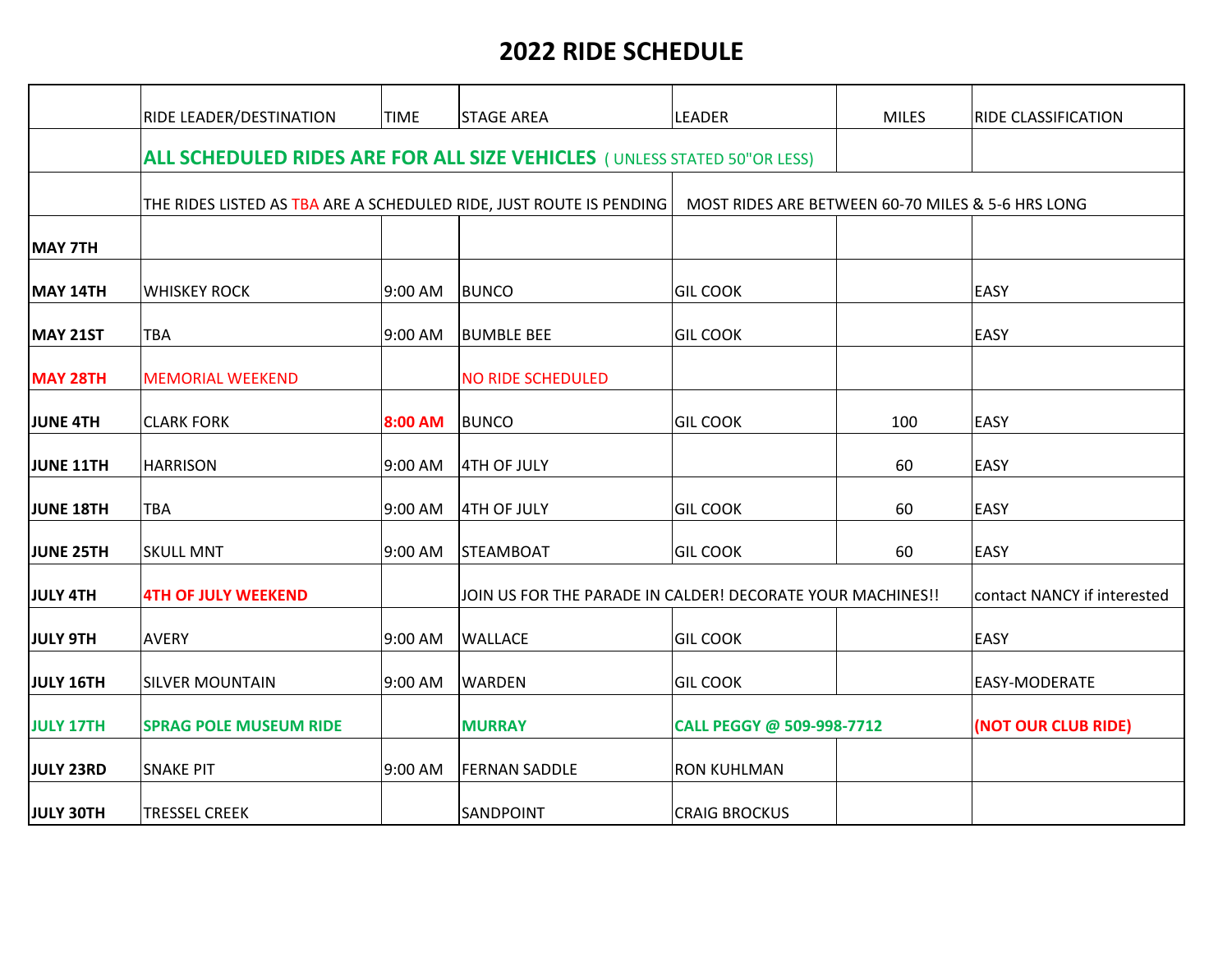# 2022 RIDE SCHEDULE

| | RIDE LEADER/DESTINATION | TIME | STAGE AREA | LEADER | MILES | RIDE CLASSIFICATION |
|---|---|---|---|---|---|---|
| | **ALL SCHEDULED RIDES ARE FOR ALL SIZE VEHICLES** ( UNLESS STATED 50"OR LESS) | | | | | |
| | THE RIDES LISTED AS TBA ARE A SCHEDULED RIDE, JUST ROUTE IS PENDING | | | MOST RIDES ARE BETWEEN 60-70 MILES & 5-6 HRS LONG | | |
| **MAY 7TH** | | | | | | |
| **MAY 14TH** | WHISKEY ROCK | 9:00 AM | BUNCO | GIL COOK | | EASY |
| **MAY 21ST** | TBA | 9:00 AM | BUMBLE BEE | GIL COOK | | EASY |
| **MAY 28TH** | MEMORIAL WEEKEND | | NO RIDE SCHEDULED | | | |
| **JUNE 4TH** | CLARK FORK | **8:00 AM** | BUNCO | GIL COOK | 100 | EASY |
| **JUNE 11TH** | HARRISON | 9:00 AM | 4TH OF JULY | | 60 | EASY |
| **JUNE 18TH** | TBA | 9:00 AM | 4TH OF JULY | GIL COOK | 60 | EASY |
| **JUNE 25TH** | SKULL MNT | 9:00 AM | STEAMBOAT | GIL COOK | 60 | EASY |
| **JULY 4TH** | **4TH OF JULY WEEKEND** | | JOIN US FOR THE PARADE IN CALDER! DECORATE YOUR MACHINES!! | | | contact NANCY if interested |
| **JULY 9TH** | AVERY | 9:00 AM | WALLACE | GIL COOK | | EASY |
| **JULY 16TH** | SILVER MOUNTAIN | 9:00 AM | WARDEN | GIL COOK | | EASY-MODERATE |
| **JULY 17TH** | **SPRAG POLE MUSEUM RIDE** | | **MURRAY** | **CALL PEGGY @ 509-998-7712** | | **(NOT OUR CLUB RIDE)** |
| **JULY 23RD** | SNAKE PIT | 9:00 AM | FERNAN SADDLE | RON KUHLMAN | | |
| **JULY 30TH** | TRESSEL CREEK | | SANDPOINT | CRAIG BROCKUS | | |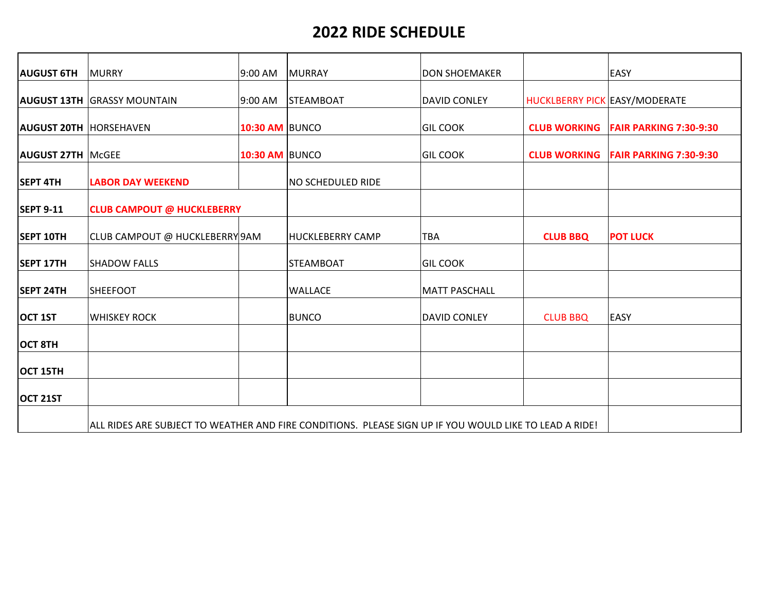# 2022 RIDE SCHEDULE

| | | | | | | |
|---|---|---|---|---|---|---|
| **AUGUST 6TH** | MURRY | 9:00 AM | MURRAY | DON SHOEMAKER | | EASY |
| **AUGUST 13TH** | GRASSY MOUNTAIN | 9:00 AM | STEAMBOAT | DAVID CONLEY | HUCKLBERRY PICK | EASY/MODERATE |
| **AUGUST 20TH** | HORSEHAVEN | **10:30 AM** | BUNCO | GIL COOK | **CLUB WORKING** | **FAIR PARKING 7:30-9:30** |
| **AUGUST 27TH** | McGEE | **10:30 AM** | BUNCO | GIL COOK | **CLUB WORKING** | **FAIR PARKING 7:30-9:30** |
| **SEPT 4TH** | **LABOR DAY WEEKEND** | | NO SCHEDULED RIDE | | | |
| **SEPT 9-11** | **CLUB CAMPOUT @ HUCKLEBERRY** | | | | | |
| **SEPT 10TH** | CLUB CAMPOUT @ HUCKLEBERRY | 9AM | HUCKLEBERRY CAMP | TBA | **CLUB BBQ** | **POT LUCK** |
| **SEPT 17TH** | SHADOW FALLS | | STEAMBOAT | GIL COOK | | |
| **SEPT 24TH** | SHEEFOOT | | WALLACE | MATT PASCHALL | | |
| **OCT 1ST** | WHISKEY ROCK | | BUNCO | DAVID CONLEY | CLUB BBQ | EASY |
| **OCT 8TH** | | | | | | |
| **OCT 15TH** | | | | | | |
| **OCT 21ST** | | | | | | |
| | ALL RIDES ARE SUBJECT TO WEATHER AND FIRE CONDITIONS. PLEASE SIGN UP IF YOU WOULD LIKE TO LEAD A RIDE! | | | | | |